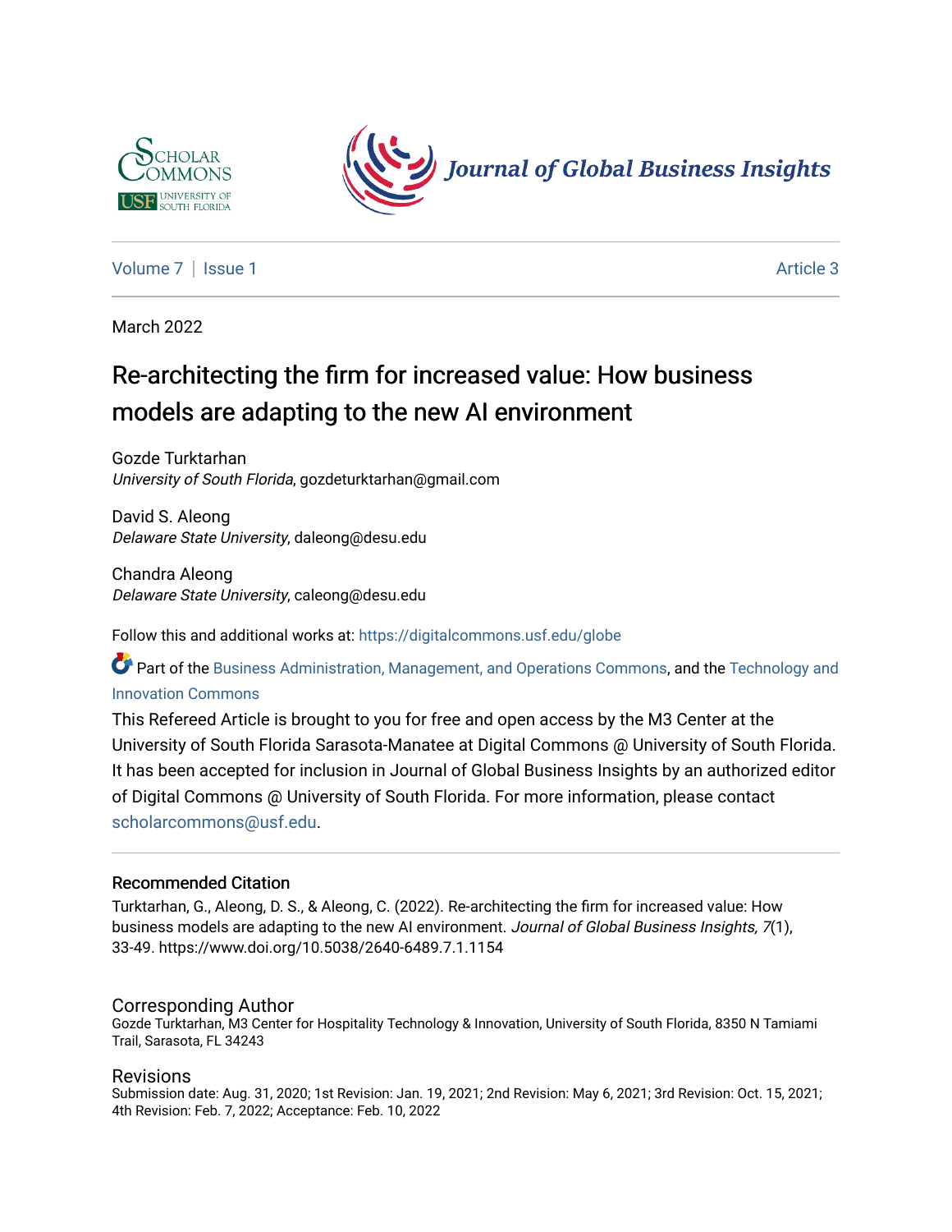Scholar Commons | University of South Florida

Journal of Global Business Insights

Volume 7 | Issue 1 Article 3

March 2022

# Re-architecting the firm for increased value: How business models are adapting to the new AI environment

Gozde Turktarhan
*University of South Florida*, gozdeturktarhan@gmail.com

David S. Aleong
*Delaware State University*, daleong@desu.edu

Chandra Aleong
*Delaware State University*, caleong@desu.edu

Follow this and additional works at: https://digitalcommons.usf.edu/globe

Part of the Business Administration, Management, and Operations Commons, and the Technology and Innovation Commons

This Refereed Article is brought to you for free and open access by the M3 Center at the University of South Florida Sarasota-Manatee at Digital Commons @ University of South Florida. It has been accepted for inclusion in Journal of Global Business Insights by an authorized editor of Digital Commons @ University of South Florida. For more information, please contact scholarcommons@usf.edu.

## Recommended Citation

Turktarhan, G., Aleong, D. S., & Aleong, C. (2022). Re-architecting the firm for increased value: How business models are adapting to the new AI environment. *Journal of Global Business Insights, 7*(1), 33-49. https://www.doi.org/10.5038/2640-6489.7.1.1154

## Corresponding Author

Gozde Turktarhan, M3 Center for Hospitality Technology & Innovation, University of South Florida, 8350 N Tamiami Trail, Sarasota, FL 34243

## Revisions

Submission date: Aug. 31, 2020; 1st Revision: Jan. 19, 2021; 2nd Revision: May 6, 2021; 3rd Revision: Oct. 15, 2021; 4th Revision: Feb. 7, 2022; Acceptance: Feb. 10, 2022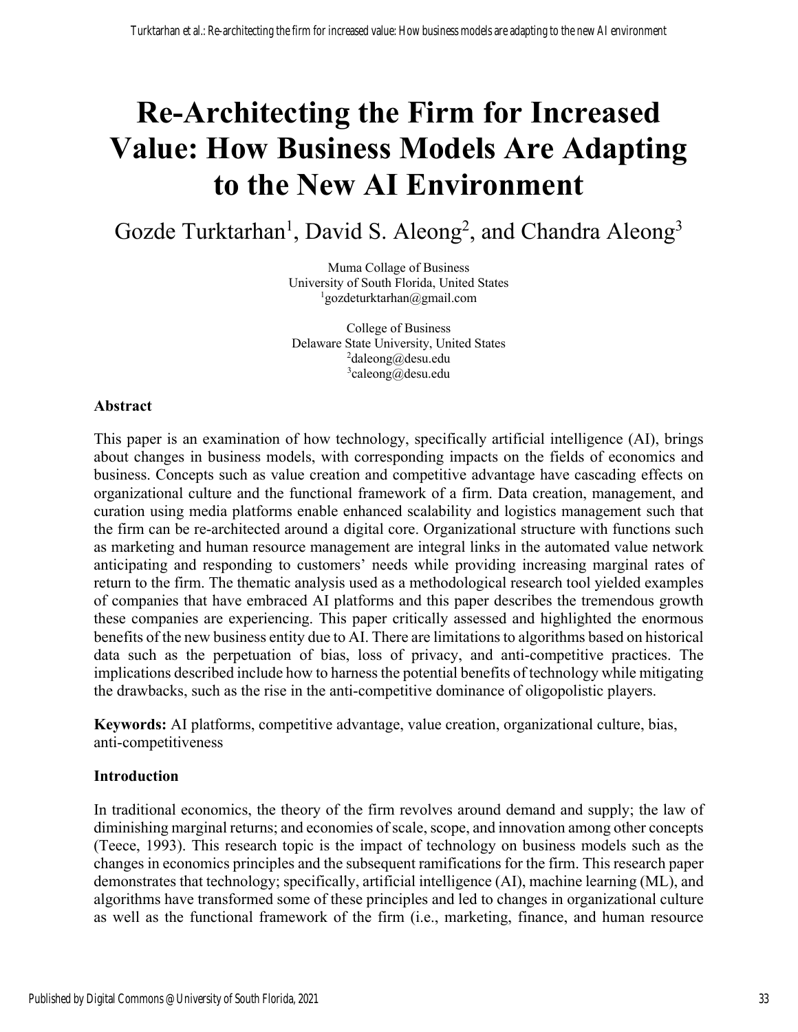# Re-Architecting the Firm for Increased Value: How Business Models Are Adapting to the New AI Environment

Gozde Turktarhan[1], David S. Aleong[2], and Chandra Aleong[3]

Muma Collage of Business
University of South Florida, United States
[1]gozdeturktarhan@gmail.com

College of Business
Delaware State University, United States
[2]daleong@desu.edu
[3]caleong@desu.edu

## Abstract

This paper is an examination of how technology, specifically artificial intelligence (AI), brings about changes in business models, with corresponding impacts on the fields of economics and business. Concepts such as value creation and competitive advantage have cascading effects on organizational culture and the functional framework of a firm. Data creation, management, and curation using media platforms enable enhanced scalability and logistics management such that the firm can be re-architected around a digital core. Organizational structure with functions such as marketing and human resource management are integral links in the automated value network anticipating and responding to customers' needs while providing increasing marginal rates of return to the firm. The thematic analysis used as a methodological research tool yielded examples of companies that have embraced AI platforms and this paper describes the tremendous growth these companies are experiencing. This paper critically assessed and highlighted the enormous benefits of the new business entity due to AI. There are limitations to algorithms based on historical data such as the perpetuation of bias, loss of privacy, and anti-competitive practices. The implications described include how to harness the potential benefits of technology while mitigating the drawbacks, such as the rise in the anti-competitive dominance of oligopolistic players.

**Keywords:** AI platforms, competitive advantage, value creation, organizational culture, bias, anti-competitiveness

## Introduction

In traditional economics, the theory of the firm revolves around demand and supply; the law of diminishing marginal returns; and economies of scale, scope, and innovation among other concepts (Teece, 1993). This research topic is the impact of technology on business models such as the changes in economics principles and the subsequent ramifications for the firm. This research paper demonstrates that technology; specifically, artificial intelligence (AI), machine learning (ML), and algorithms have transformed some of these principles and led to changes in organizational culture as well as the functional framework of the firm (i.e., marketing, finance, and human resource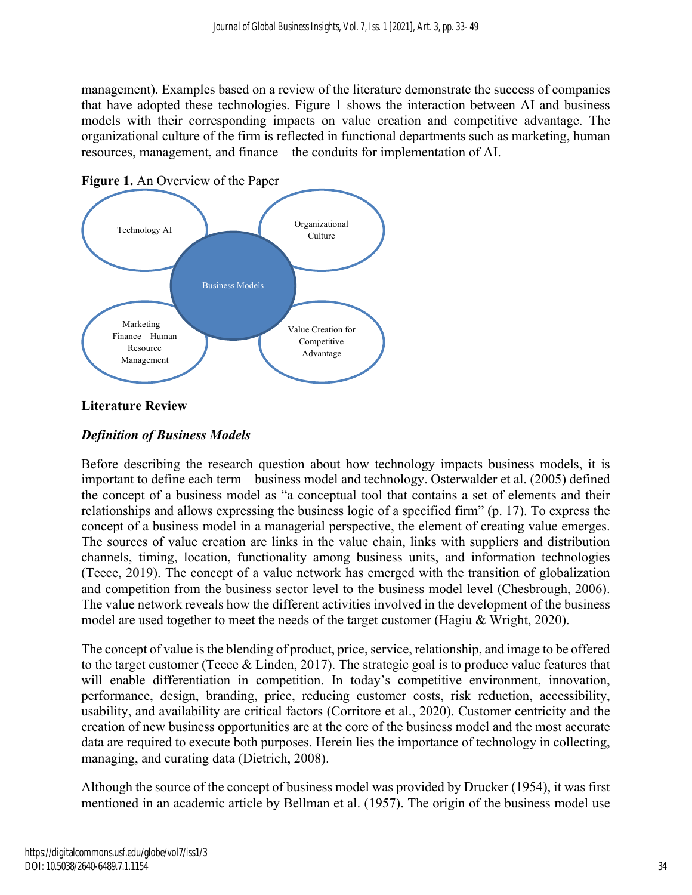management). Examples based on a review of the literature demonstrate the success of companies that have adopted these technologies. Figure 1 shows the interaction between AI and business models with their corresponding impacts on value creation and competitive advantage. The organizational culture of the firm is reflected in functional departments such as marketing, human resources, management, and finance—the conduits for implementation of AI.

**Figure 1.** An Overview of the Paper

Technology AI

Organizational Culture

Business Models

Marketing – Finance – Human Resource Management

Value Creation for Competitive Advantage

## Literature Review

### *Definition of Business Models*

Before describing the research question about how technology impacts business models, it is important to define each term—business model and technology. Osterwalder et al. (2005) defined the concept of a business model as "a conceptual tool that contains a set of elements and their relationships and allows expressing the business logic of a specified firm" (p. 17). To express the concept of a business model in a managerial perspective, the element of creating value emerges. The sources of value creation are links in the value chain, links with suppliers and distribution channels, timing, location, functionality among business units, and information technologies (Teece, 2019). The concept of a value network has emerged with the transition of globalization and competition from the business sector level to the business model level (Chesbrough, 2006). The value network reveals how the different activities involved in the development of the business model are used together to meet the needs of the target customer (Hagiu & Wright, 2020).

The concept of value is the blending of product, price, service, relationship, and image to be offered to the target customer (Teece & Linden, 2017). The strategic goal is to produce value features that will enable differentiation in competition. In today's competitive environment, innovation, performance, design, branding, price, reducing customer costs, risk reduction, accessibility, usability, and availability are critical factors (Corritore et al., 2020). Customer centricity and the creation of new business opportunities are at the core of the business model and the most accurate data are required to execute both purposes. Herein lies the importance of technology in collecting, managing, and curating data (Dietrich, 2008).

Although the source of the concept of business model was provided by Drucker (1954), it was first mentioned in an academic article by Bellman et al. (1957). The origin of the business model use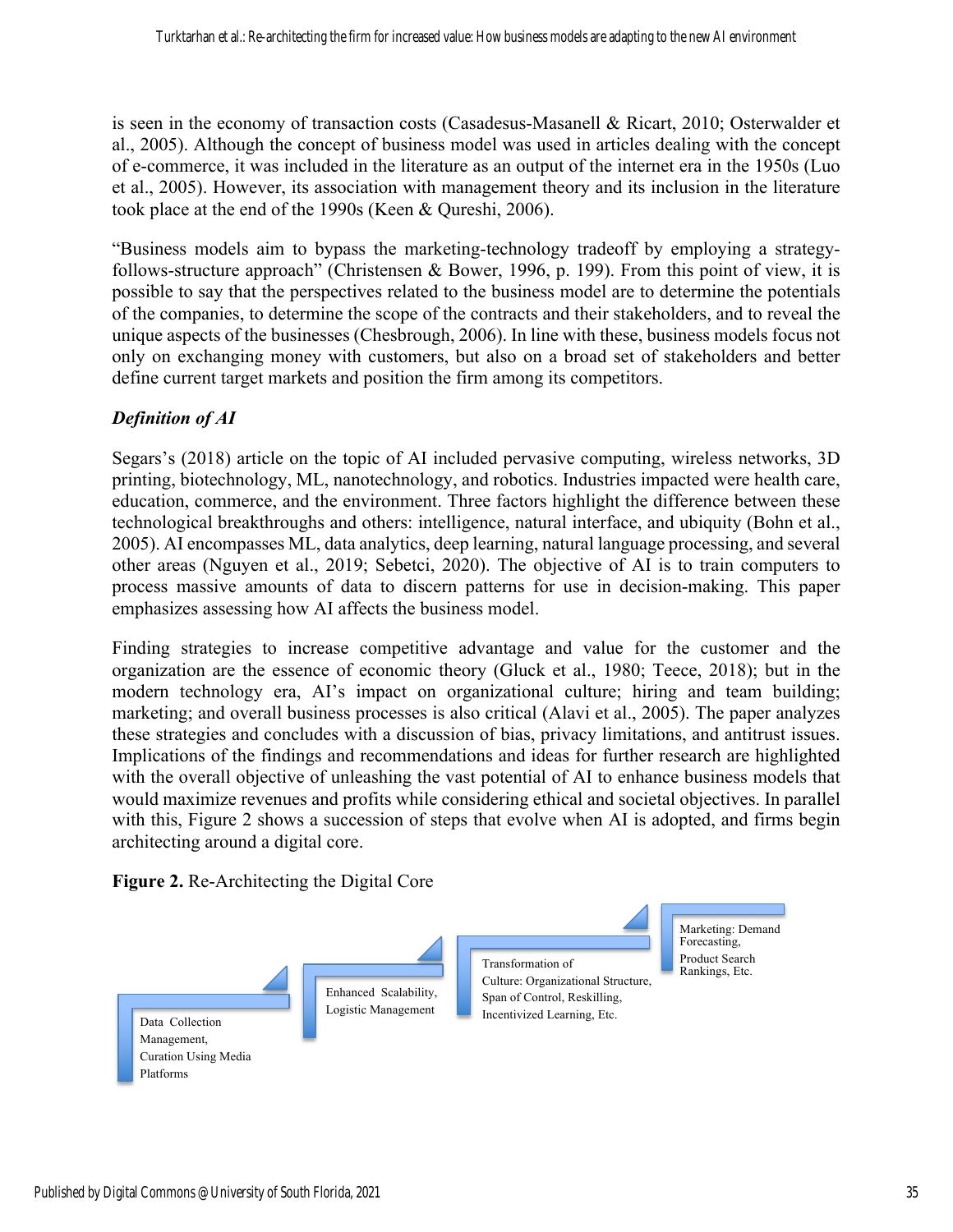is seen in the economy of transaction costs (Casadesus-Masanell & Ricart, 2010; Osterwalder et al., 2005). Although the concept of business model was used in articles dealing with the concept of e-commerce, it was included in the literature as an output of the internet era in the 1950s (Luo et al., 2005). However, its association with management theory and its inclusion in the literature took place at the end of the 1990s (Keen & Qureshi, 2006).

"Business models aim to bypass the marketing-technology tradeoff by employing a strategy-follows-structure approach" (Christensen & Bower, 1996, p. 199). From this point of view, it is possible to say that the perspectives related to the business model are to determine the potentials of the companies, to determine the scope of the contracts and their stakeholders, and to reveal the unique aspects of the businesses (Chesbrough, 2006). In line with these, business models focus not only on exchanging money with customers, but also on a broad set of stakeholders and better define current target markets and position the firm among its competitors.

### *Definition of AI*

Segars's (2018) article on the topic of AI included pervasive computing, wireless networks, 3D printing, biotechnology, ML, nanotechnology, and robotics. Industries impacted were health care, education, commerce, and the environment. Three factors highlight the difference between these technological breakthroughs and others: intelligence, natural interface, and ubiquity (Bohn et al., 2005). AI encompasses ML, data analytics, deep learning, natural language processing, and several other areas (Nguyen et al., 2019; Sebetci, 2020). The objective of AI is to train computers to process massive amounts of data to discern patterns for use in decision-making. This paper emphasizes assessing how AI affects the business model.

Finding strategies to increase competitive advantage and value for the customer and the organization are the essence of economic theory (Gluck et al., 1980; Teece, 2018); but in the modern technology era, AI's impact on organizational culture; hiring and team building; marketing; and overall business processes is also critical (Alavi et al., 2005). The paper analyzes these strategies and concludes with a discussion of bias, privacy limitations, and antitrust issues. Implications of the findings and recommendations and ideas for further research are highlighted with the overall objective of unleashing the vast potential of AI to enhance business models that would maximize revenues and profits while considering ethical and societal objectives. In parallel with this, Figure 2 shows a succession of steps that evolve when AI is adopted, and firms begin architecting around a digital core.

**Figure 2.** Re-Architecting the Digital Core

Data Collection Management, Curation Using Media Platforms

Enhanced Scalability, Logistic Management

Transformation of Culture: Organizational Structure, Span of Control, Reskilling, Incentivized Learning, Etc.

Marketing: Demand Forecasting, Product Search Rankings, Etc.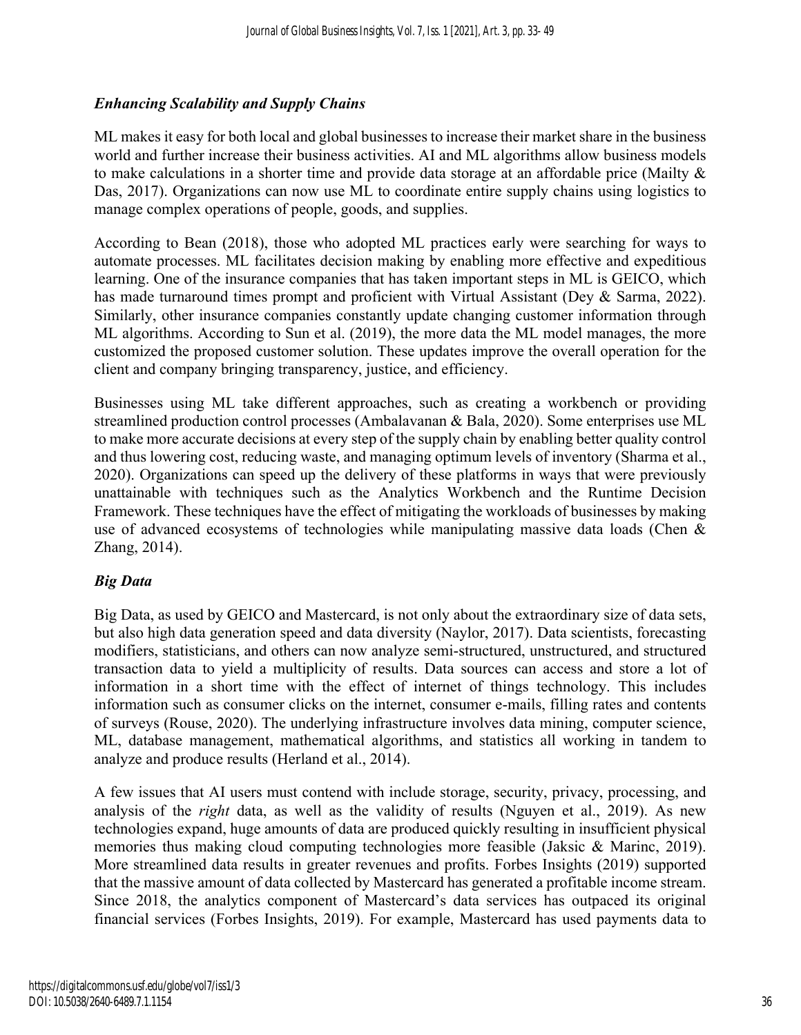### *Enhancing Scalability and Supply Chains*

ML makes it easy for both local and global businesses to increase their market share in the business world and further increase their business activities. AI and ML algorithms allow business models to make calculations in a shorter time and provide data storage at an affordable price (Mailty & Das, 2017). Organizations can now use ML to coordinate entire supply chains using logistics to manage complex operations of people, goods, and supplies.

According to Bean (2018), those who adopted ML practices early were searching for ways to automate processes. ML facilitates decision making by enabling more effective and expeditious learning. One of the insurance companies that has taken important steps in ML is GEICO, which has made turnaround times prompt and proficient with Virtual Assistant (Dey & Sarma, 2022). Similarly, other insurance companies constantly update changing customer information through ML algorithms. According to Sun et al. (2019), the more data the ML model manages, the more customized the proposed customer solution. These updates improve the overall operation for the client and company bringing transparency, justice, and efficiency.

Businesses using ML take different approaches, such as creating a workbench or providing streamlined production control processes (Ambalavanan & Bala, 2020). Some enterprises use ML to make more accurate decisions at every step of the supply chain by enabling better quality control and thus lowering cost, reducing waste, and managing optimum levels of inventory (Sharma et al., 2020). Organizations can speed up the delivery of these platforms in ways that were previously unattainable with techniques such as the Analytics Workbench and the Runtime Decision Framework. These techniques have the effect of mitigating the workloads of businesses by making use of advanced ecosystems of technologies while manipulating massive data loads (Chen & Zhang, 2014).

### *Big Data*

Big Data, as used by GEICO and Mastercard, is not only about the extraordinary size of data sets, but also high data generation speed and data diversity (Naylor, 2017). Data scientists, forecasting modifiers, statisticians, and others can now analyze semi-structured, unstructured, and structured transaction data to yield a multiplicity of results. Data sources can access and store a lot of information in a short time with the effect of internet of things technology. This includes information such as consumer clicks on the internet, consumer e-mails, filling rates and contents of surveys (Rouse, 2020). The underlying infrastructure involves data mining, computer science, ML, database management, mathematical algorithms, and statistics all working in tandem to analyze and produce results (Herland et al., 2014).

A few issues that AI users must contend with include storage, security, privacy, processing, and analysis of the *right* data, as well as the validity of results (Nguyen et al., 2019). As new technologies expand, huge amounts of data are produced quickly resulting in insufficient physical memories thus making cloud computing technologies more feasible (Jaksic & Marinc, 2019). More streamlined data results in greater revenues and profits. Forbes Insights (2019) supported that the massive amount of data collected by Mastercard has generated a profitable income stream. Since 2018, the analytics component of Mastercard's data services has outpaced its original financial services (Forbes Insights, 2019). For example, Mastercard has used payments data to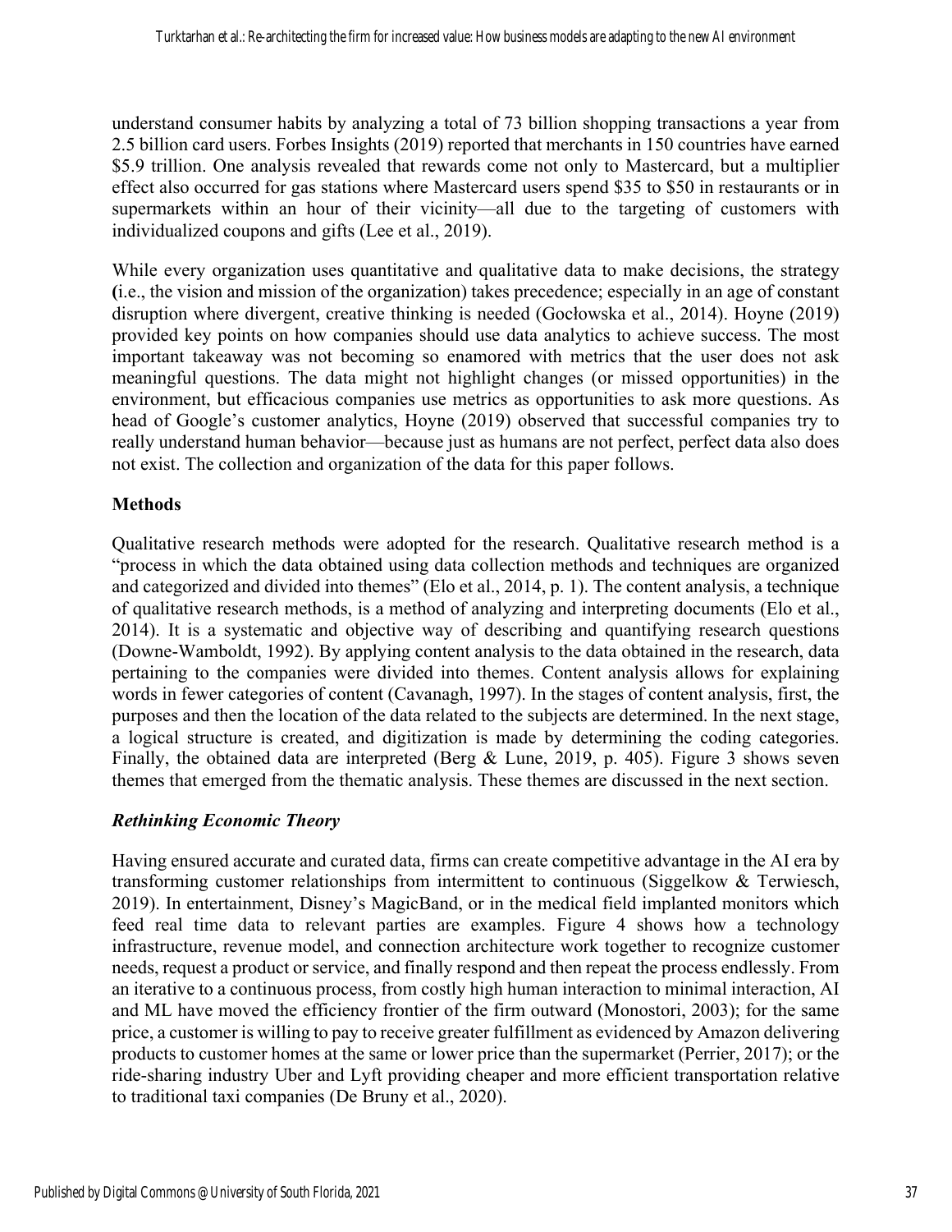understand consumer habits by analyzing a total of 73 billion shopping transactions a year from 2.5 billion card users. Forbes Insights (2019) reported that merchants in 150 countries have earned \$5.9 trillion. One analysis revealed that rewards come not only to Mastercard, but a multiplier effect also occurred for gas stations where Mastercard users spend \$35 to \$50 in restaurants or in supermarkets within an hour of their vicinity—all due to the targeting of customers with individualized coupons and gifts (Lee et al., 2019).

While every organization uses quantitative and qualitative data to make decisions, the strategy (i.e., the vision and mission of the organization) takes precedence; especially in an age of constant disruption where divergent, creative thinking is needed (Gocłowska et al., 2014). Hoyne (2019) provided key points on how companies should use data analytics to achieve success. The most important takeaway was not becoming so enamored with metrics that the user does not ask meaningful questions. The data might not highlight changes (or missed opportunities) in the environment, but efficacious companies use metrics as opportunities to ask more questions. As head of Google's customer analytics, Hoyne (2019) observed that successful companies try to really understand human behavior—because just as humans are not perfect, perfect data also does not exist. The collection and organization of the data for this paper follows.

## Methods

Qualitative research methods were adopted for the research. Qualitative research method is a "process in which the data obtained using data collection methods and techniques are organized and categorized and divided into themes" (Elo et al., 2014, p. 1). The content analysis, a technique of qualitative research methods, is a method of analyzing and interpreting documents (Elo et al., 2014). It is a systematic and objective way of describing and quantifying research questions (Downe-Wamboldt, 1992). By applying content analysis to the data obtained in the research, data pertaining to the companies were divided into themes. Content analysis allows for explaining words in fewer categories of content (Cavanagh, 1997). In the stages of content analysis, first, the purposes and then the location of the data related to the subjects are determined. In the next stage, a logical structure is created, and digitization is made by determining the coding categories. Finally, the obtained data are interpreted (Berg & Lune, 2019, p. 405). Figure 3 shows seven themes that emerged from the thematic analysis. These themes are discussed in the next section.

### *Rethinking Economic Theory*

Having ensured accurate and curated data, firms can create competitive advantage in the AI era by transforming customer relationships from intermittent to continuous (Siggelkow & Terwiesch, 2019). In entertainment, Disney's MagicBand, or in the medical field implanted monitors which feed real time data to relevant parties are examples. Figure 4 shows how a technology infrastructure, revenue model, and connection architecture work together to recognize customer needs, request a product or service, and finally respond and then repeat the process endlessly. From an iterative to a continuous process, from costly high human interaction to minimal interaction, AI and ML have moved the efficiency frontier of the firm outward (Monostori, 2003); for the same price, a customer is willing to pay to receive greater fulfillment as evidenced by Amazon delivering products to customer homes at the same or lower price than the supermarket (Perrier, 2017); or the ride-sharing industry Uber and Lyft providing cheaper and more efficient transportation relative to traditional taxi companies (De Bruny et al., 2020).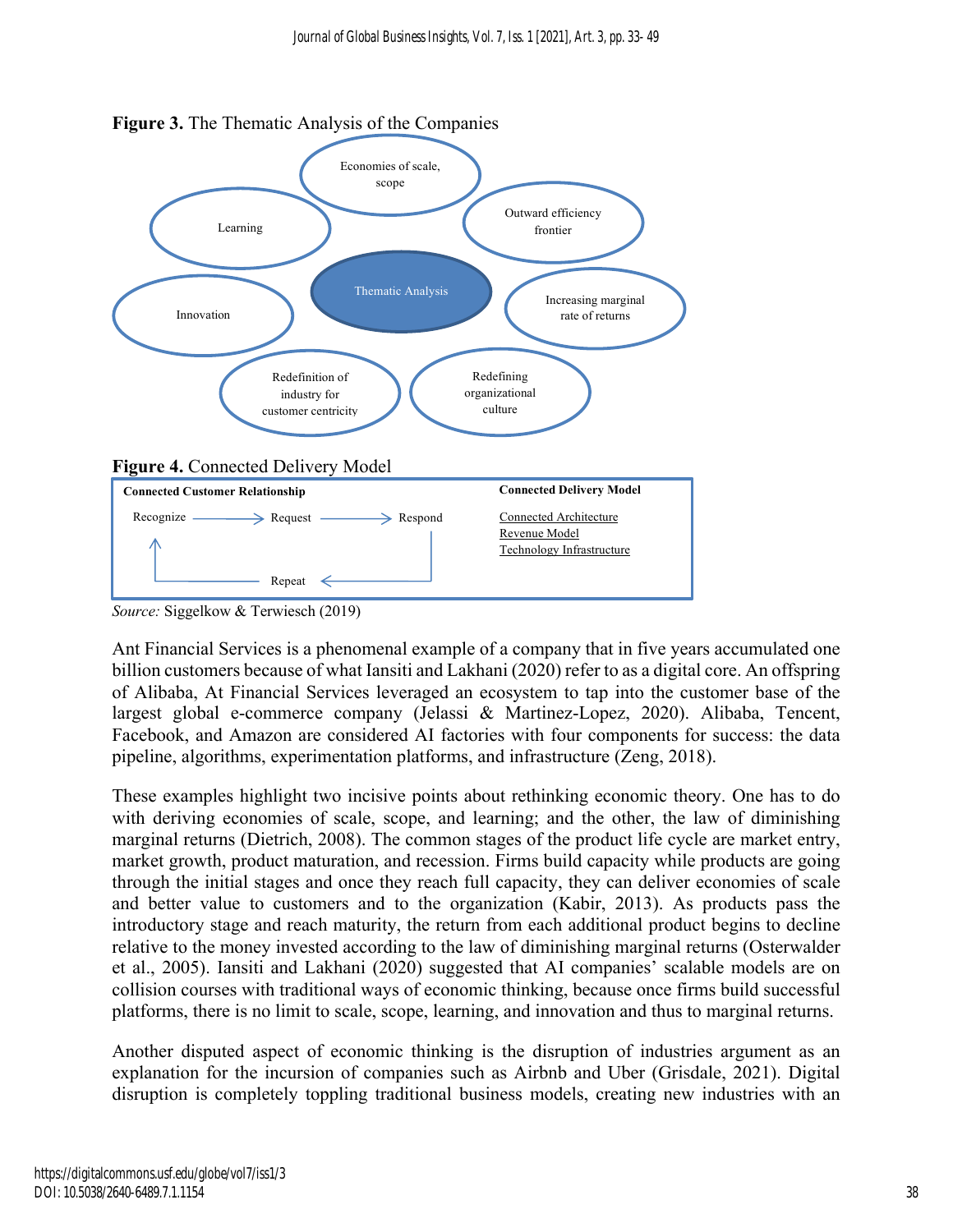**Figure 3.** The Thematic Analysis of the Companies

Thematic Analysis

Economies of scale, scope

Outward efficiency frontier

Increasing marginal rate of returns

Redefining organizational culture

Redefinition of industry for customer centricity

Innovation

Learning

**Figure 4.** Connected Delivery Model

**Connected Customer Relationship**

Recognize → Request → Respond → Repeat → Recognize

**Connected Delivery Model**

Connected Architecture
Revenue Model
Technology Infrastructure

*Source:* Siggelkow & Terwiesch (2019)

Ant Financial Services is a phenomenal example of a company that in five years accumulated one billion customers because of what Iansiti and Lakhani (2020) refer to as a digital core. An offspring of Alibaba, At Financial Services leveraged an ecosystem to tap into the customer base of the largest global e-commerce company (Jelassi & Martinez-Lopez, 2020). Alibaba, Tencent, Facebook, and Amazon are considered AI factories with four components for success: the data pipeline, algorithms, experimentation platforms, and infrastructure (Zeng, 2018).

These examples highlight two incisive points about rethinking economic theory. One has to do with deriving economies of scale, scope, and learning; and the other, the law of diminishing marginal returns (Dietrich, 2008). The common stages of the product life cycle are market entry, market growth, product maturation, and recession. Firms build capacity while products are going through the initial stages and once they reach full capacity, they can deliver economies of scale and better value to customers and to the organization (Kabir, 2013). As products pass the introductory stage and reach maturity, the return from each additional product begins to decline relative to the money invested according to the law of diminishing marginal returns (Osterwalder et al., 2005). Iansiti and Lakhani (2020) suggested that AI companies' scalable models are on collision courses with traditional ways of economic thinking, because once firms build successful platforms, there is no limit to scale, scope, learning, and innovation and thus to marginal returns.

Another disputed aspect of economic thinking is the disruption of industries argument as an explanation for the incursion of companies such as Airbnb and Uber (Grisdale, 2021). Digital disruption is completely toppling traditional business models, creating new industries with an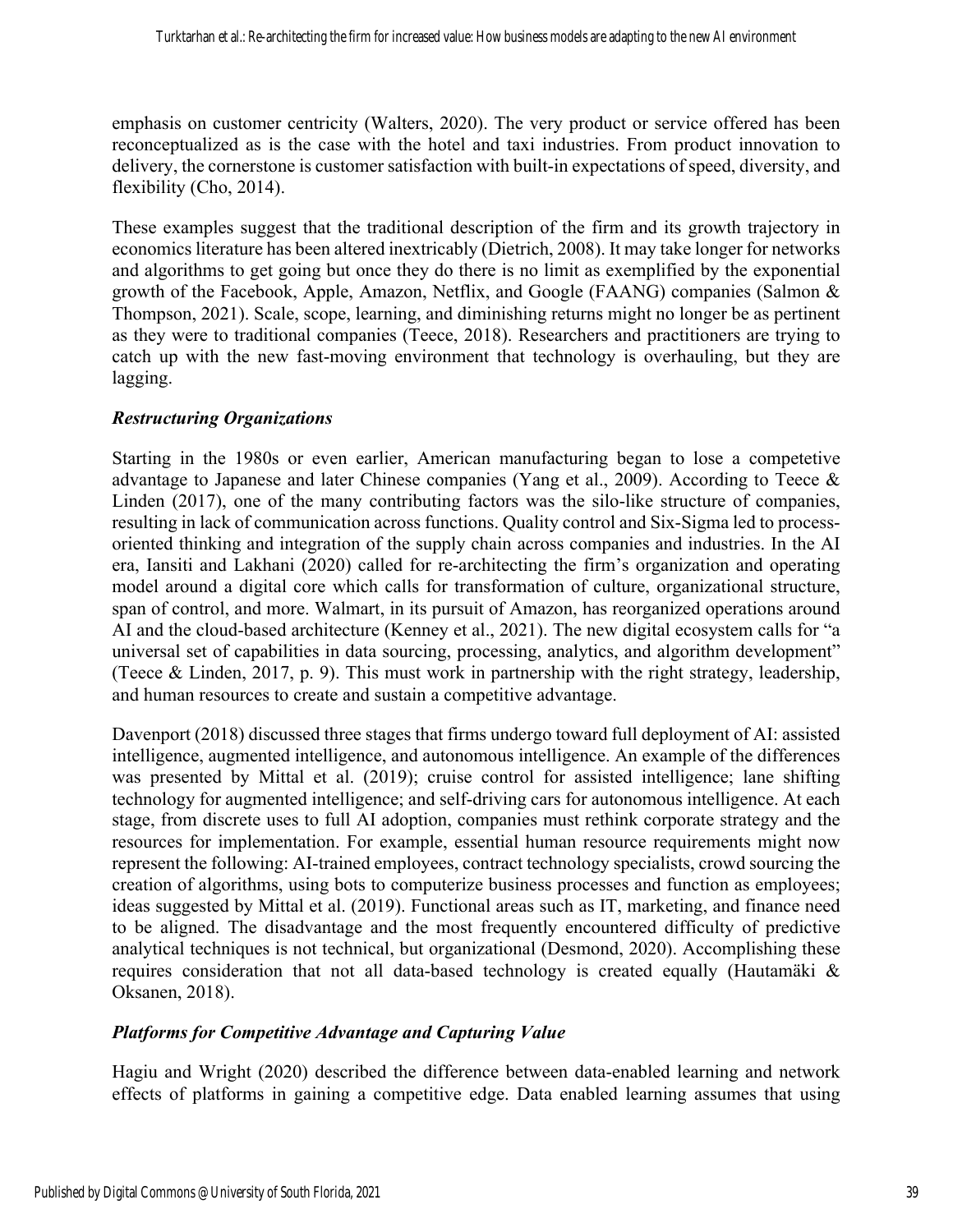emphasis on customer centricity (Walters, 2020). The very product or service offered has been reconceptualized as is the case with the hotel and taxi industries. From product innovation to delivery, the cornerstone is customer satisfaction with built-in expectations of speed, diversity, and flexibility (Cho, 2014).

These examples suggest that the traditional description of the firm and its growth trajectory in economics literature has been altered inextricably (Dietrich, 2008). It may take longer for networks and algorithms to get going but once they do there is no limit as exemplified by the exponential growth of the Facebook, Apple, Amazon, Netflix, and Google (FAANG) companies (Salmon & Thompson, 2021). Scale, scope, learning, and diminishing returns might no longer be as pertinent as they were to traditional companies (Teece, 2018). Researchers and practitioners are trying to catch up with the new fast-moving environment that technology is overhauling, but they are lagging.

### *Restructuring Organizations*

Starting in the 1980s or even earlier, American manufacturing began to lose a competetive advantage to Japanese and later Chinese companies (Yang et al., 2009). According to Teece & Linden (2017), one of the many contributing factors was the silo-like structure of companies, resulting in lack of communication across functions. Quality control and Six-Sigma led to process-oriented thinking and integration of the supply chain across companies and industries. In the AI era, Iansiti and Lakhani (2020) called for re-architecting the firm's organization and operating model around a digital core which calls for transformation of culture, organizational structure, span of control, and more. Walmart, in its pursuit of Amazon, has reorganized operations around AI and the cloud-based architecture (Kenney et al., 2021). The new digital ecosystem calls for "a universal set of capabilities in data sourcing, processing, analytics, and algorithm development" (Teece & Linden, 2017, p. 9). This must work in partnership with the right strategy, leadership, and human resources to create and sustain a competitive advantage.

Davenport (2018) discussed three stages that firms undergo toward full deployment of AI: assisted intelligence, augmented intelligence, and autonomous intelligence. An example of the differences was presented by Mittal et al. (2019); cruise control for assisted intelligence; lane shifting technology for augmented intelligence; and self-driving cars for autonomous intelligence. At each stage, from discrete uses to full AI adoption, companies must rethink corporate strategy and the resources for implementation. For example, essential human resource requirements might now represent the following: AI-trained employees, contract technology specialists, crowd sourcing the creation of algorithms, using bots to computerize business processes and function as employees; ideas suggested by Mittal et al. (2019). Functional areas such as IT, marketing, and finance need to be aligned. The disadvantage and the most frequently encountered difficulty of predictive analytical techniques is not technical, but organizational (Desmond, 2020). Accomplishing these requires consideration that not all data-based technology is created equally (Hautamäki & Oksanen, 2018).

### *Platforms for Competitive Advantage and Capturing Value*

Hagiu and Wright (2020) described the difference between data-enabled learning and network effects of platforms in gaining a competitive edge. Data enabled learning assumes that using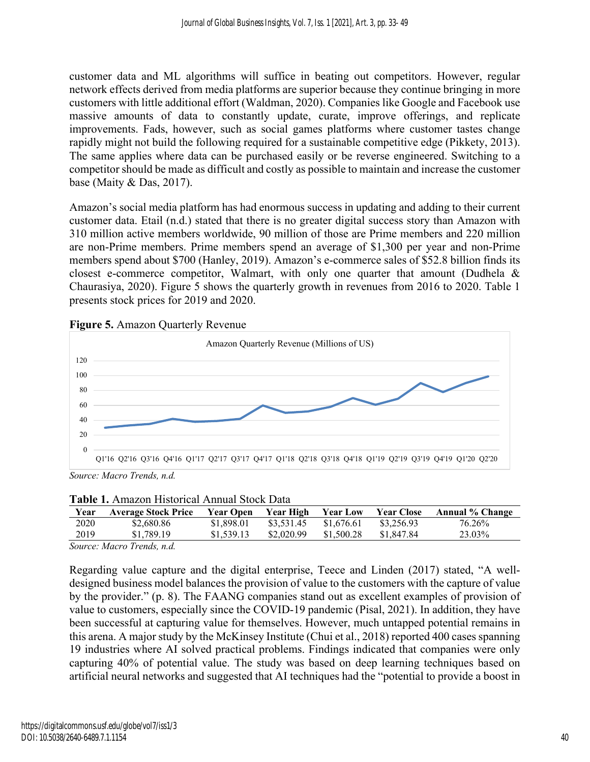customer data and ML algorithms will suffice in beating out competitors. However, regular network effects derived from media platforms are superior because they continue bringing in more customers with little additional effort (Waldman, 2020). Companies like Google and Facebook use massive amounts of data to constantly update, curate, improve offerings, and replicate improvements. Fads, however, such as social games platforms where customer tastes change rapidly might not build the following required for a sustainable competitive edge (Pikkety, 2013). The same applies where data can be purchased easily or be reverse engineered. Switching to a competitor should be made as difficult and costly as possible to maintain and increase the customer base (Maity & Das, 2017).

Amazon's social media platform has had enormous success in updating and adding to their current customer data. Etail (n.d.) stated that there is no greater digital success story than Amazon with 310 million active members worldwide, 90 million of those are Prime members and 220 million are non-Prime members. Prime members spend an average of $1,300 per year and non-Prime members spend about $700 (Hanley, 2019). Amazon's e-commerce sales of $52.8 billion finds its closest e-commerce competitor, Walmart, with only one quarter that amount (Dudhela & Chaurasiya, 2020). Figure 5 shows the quarterly growth in revenues from 2016 to 2020. Table 1 presents stock prices for 2019 and 2020.

**Figure 5.** Amazon Quarterly Revenue

*Source: Macro Trends, n.d.*

**Table 1.** Amazon Historical Annual Stock Data

| Year | Average Stock Price | Year Open | Year High | Year Low | Year Close | Annual % Change |
|---|---|---|---|---|---|---|
| 2020 | $2,680.86 | $1,898.01 | $3,531.45 | $1,676.61 | $3,256.93 | 76.26% |
| 2019 | $1,789.19 | $1,539.13 | $2,020.99 | $1,500.28 | $1,847.84 | 23.03% |

*Source: Macro Trends, n.d.*

Regarding value capture and the digital enterprise, Teece and Linden (2017) stated, "A well-designed business model balances the provision of value to the customers with the capture of value by the provider." (p. 8). The FAANG companies stand out as excellent examples of provision of value to customers, especially since the COVID-19 pandemic (Pisal, 2021). In addition, they have been successful at capturing value for themselves. However, much untapped potential remains in this arena. A major study by the McKinsey Institute (Chui et al., 2018) reported 400 cases spanning 19 industries where AI solved practical problems. Findings indicated that companies were only capturing 40% of potential value. The study was based on deep learning techniques based on artificial neural networks and suggested that AI techniques had the "potential to provide a boost in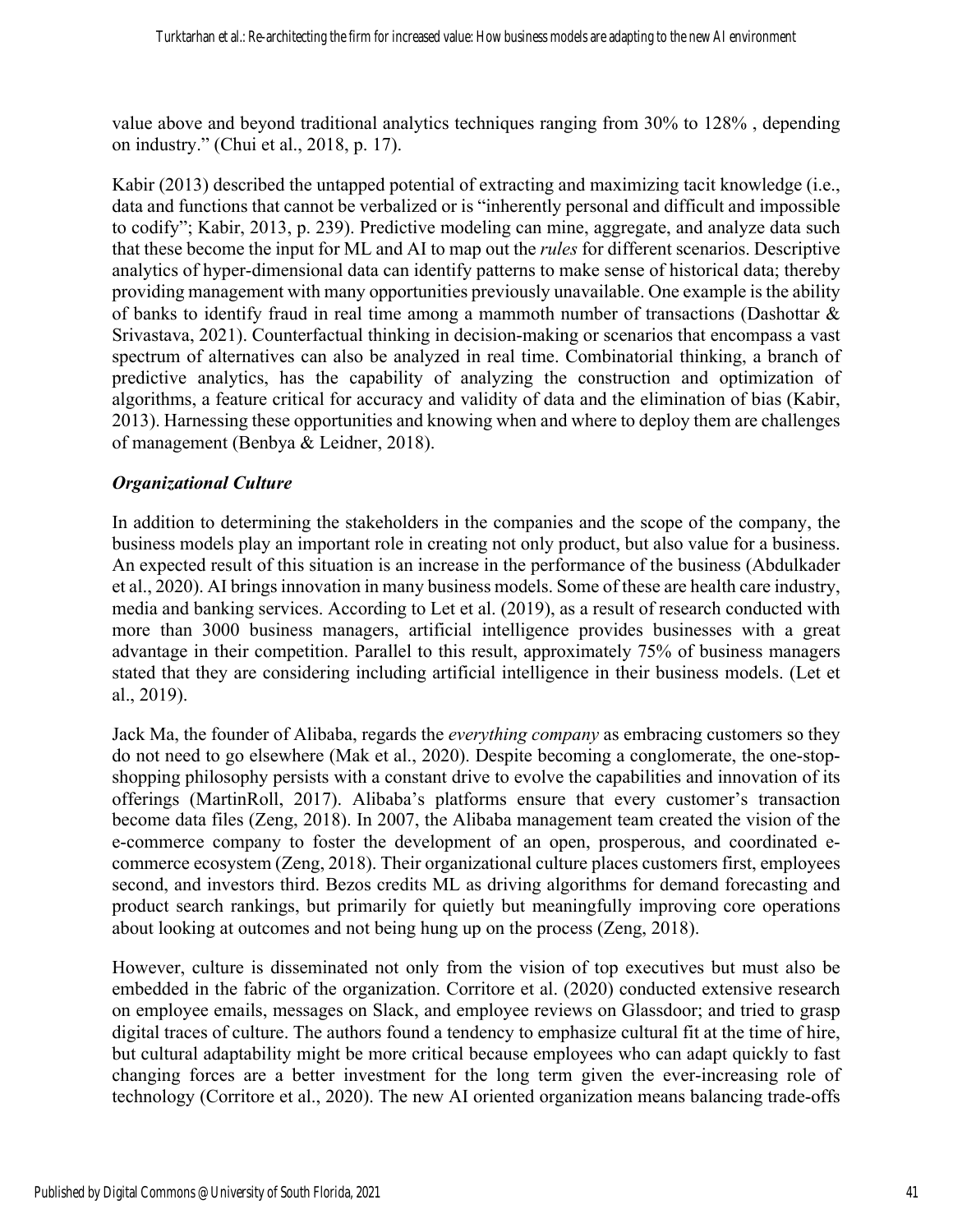value above and beyond traditional analytics techniques ranging from 30% to 128% , depending on industry." (Chui et al., 2018, p. 17).

Kabir (2013) described the untapped potential of extracting and maximizing tacit knowledge (i.e., data and functions that cannot be verbalized or is "inherently personal and difficult and impossible to codify"; Kabir, 2013, p. 239). Predictive modeling can mine, aggregate, and analyze data such that these become the input for ML and AI to map out the *rules* for different scenarios. Descriptive analytics of hyper-dimensional data can identify patterns to make sense of historical data; thereby providing management with many opportunities previously unavailable. One example is the ability of banks to identify fraud in real time among a mammoth number of transactions (Dashottar & Srivastava, 2021). Counterfactual thinking in decision-making or scenarios that encompass a vast spectrum of alternatives can also be analyzed in real time. Combinatorial thinking, a branch of predictive analytics, has the capability of analyzing the construction and optimization of algorithms, a feature critical for accuracy and validity of data and the elimination of bias (Kabir, 2013). Harnessing these opportunities and knowing when and where to deploy them are challenges of management (Benbya & Leidner, 2018).

### *Organizational Culture*

In addition to determining the stakeholders in the companies and the scope of the company, the business models play an important role in creating not only product, but also value for a business. An expected result of this situation is an increase in the performance of the business (Abdulkader et al., 2020). AI brings innovation in many business models. Some of these are health care industry, media and banking services. According to Let et al. (2019), as a result of research conducted with more than 3000 business managers, artificial intelligence provides businesses with a great advantage in their competition. Parallel to this result, approximately 75% of business managers stated that they are considering including artificial intelligence in their business models. (Let et al., 2019).

Jack Ma, the founder of Alibaba, regards the *everything company* as embracing customers so they do not need to go elsewhere (Mak et al., 2020). Despite becoming a conglomerate, the one-stop-shopping philosophy persists with a constant drive to evolve the capabilities and innovation of its offerings (MartinRoll, 2017). Alibaba's platforms ensure that every customer's transaction become data files (Zeng, 2018). In 2007, the Alibaba management team created the vision of the e-commerce company to foster the development of an open, prosperous, and coordinated e-commerce ecosystem (Zeng, 2018). Their organizational culture places customers first, employees second, and investors third. Bezos credits ML as driving algorithms for demand forecasting and product search rankings, but primarily for quietly but meaningfully improving core operations about looking at outcomes and not being hung up on the process (Zeng, 2018).

However, culture is disseminated not only from the vision of top executives but must also be embedded in the fabric of the organization. Corritore et al. (2020) conducted extensive research on employee emails, messages on Slack, and employee reviews on Glassdoor; and tried to grasp digital traces of culture. The authors found a tendency to emphasize cultural fit at the time of hire, but cultural adaptability might be more critical because employees who can adapt quickly to fast changing forces are a better investment for the long term given the ever-increasing role of technology (Corritore et al., 2020). The new AI oriented organization means balancing trade-offs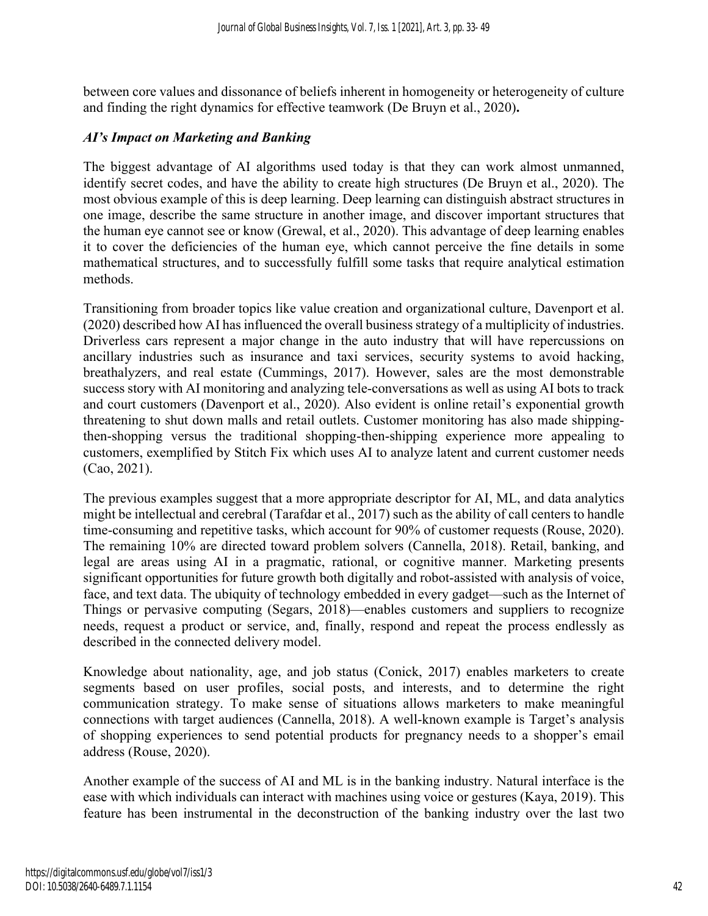between core values and dissonance of beliefs inherent in homogeneity or heterogeneity of culture and finding the right dynamics for effective teamwork (De Bruyn et al., 2020)**.**

### *AI's Impact on Marketing and Banking*

The biggest advantage of AI algorithms used today is that they can work almost unmanned, identify secret codes, and have the ability to create high structures (De Bruyn et al., 2020). The most obvious example of this is deep learning. Deep learning can distinguish abstract structures in one image, describe the same structure in another image, and discover important structures that the human eye cannot see or know (Grewal, et al., 2020). This advantage of deep learning enables it to cover the deficiencies of the human eye, which cannot perceive the fine details in some mathematical structures, and to successfully fulfill some tasks that require analytical estimation methods.

Transitioning from broader topics like value creation and organizational culture, Davenport et al. (2020) described how AI has influenced the overall business strategy of a multiplicity of industries. Driverless cars represent a major change in the auto industry that will have repercussions on ancillary industries such as insurance and taxi services, security systems to avoid hacking, breathalyzers, and real estate (Cummings, 2017). However, sales are the most demonstrable success story with AI monitoring and analyzing tele-conversations as well as using AI bots to track and court customers (Davenport et al., 2020). Also evident is online retail's exponential growth threatening to shut down malls and retail outlets. Customer monitoring has also made shipping-then-shopping versus the traditional shopping-then-shipping experience more appealing to customers, exemplified by Stitch Fix which uses AI to analyze latent and current customer needs (Cao, 2021).

The previous examples suggest that a more appropriate descriptor for AI, ML, and data analytics might be intellectual and cerebral (Tarafdar et al., 2017) such as the ability of call centers to handle time-consuming and repetitive tasks, which account for 90% of customer requests (Rouse, 2020). The remaining 10% are directed toward problem solvers (Cannella, 2018). Retail, banking, and legal are areas using AI in a pragmatic, rational, or cognitive manner. Marketing presents significant opportunities for future growth both digitally and robot-assisted with analysis of voice, face, and text data. The ubiquity of technology embedded in every gadget—such as the Internet of Things or pervasive computing (Segars, 2018)—enables customers and suppliers to recognize needs, request a product or service, and, finally, respond and repeat the process endlessly as described in the connected delivery model.

Knowledge about nationality, age, and job status (Conick, 2017) enables marketers to create segments based on user profiles, social posts, and interests, and to determine the right communication strategy. To make sense of situations allows marketers to make meaningful connections with target audiences (Cannella, 2018). A well-known example is Target's analysis of shopping experiences to send potential products for pregnancy needs to a shopper's email address (Rouse, 2020).

Another example of the success of AI and ML is in the banking industry. Natural interface is the ease with which individuals can interact with machines using voice or gestures (Kaya, 2019). This feature has been instrumental in the deconstruction of the banking industry over the last two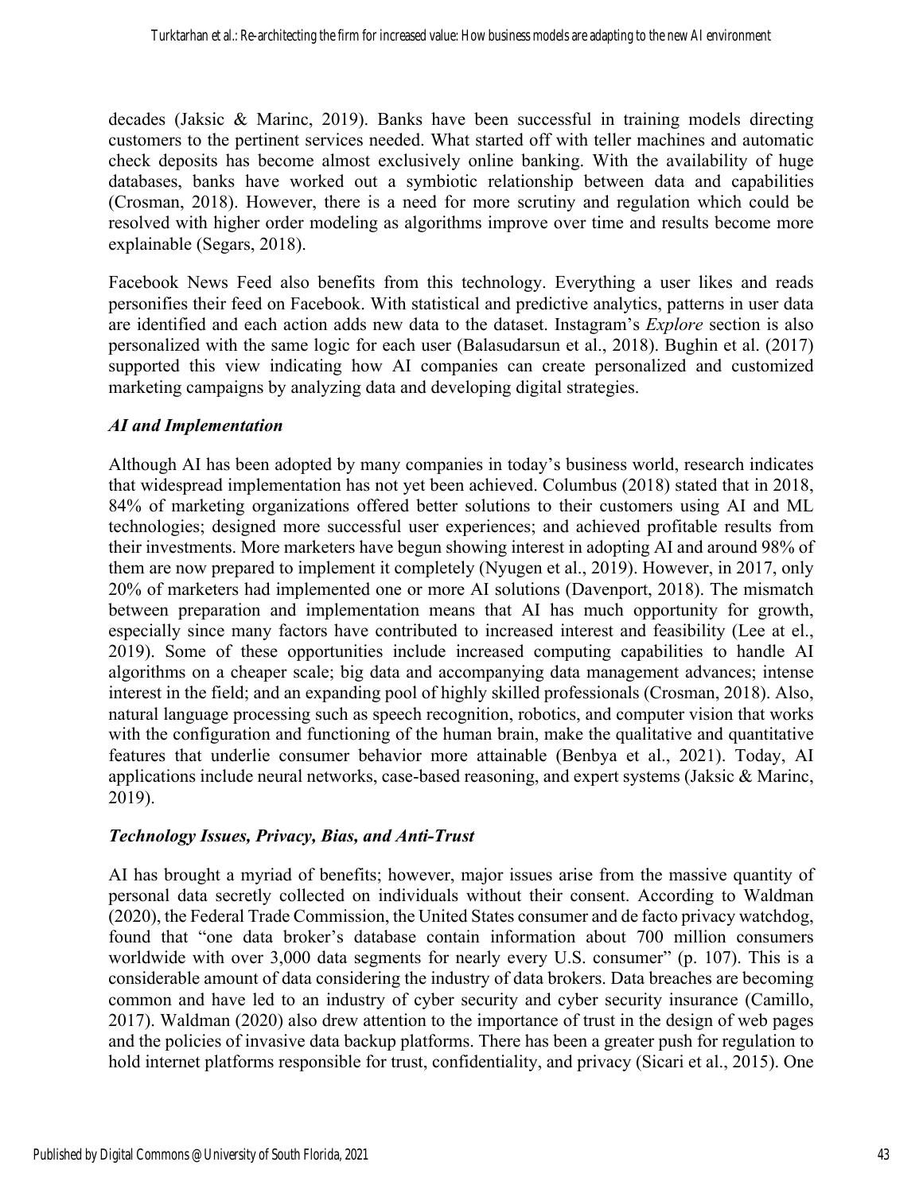decades (Jaksic & Marinc, 2019). Banks have been successful in training models directing customers to the pertinent services needed. What started off with teller machines and automatic check deposits has become almost exclusively online banking. With the availability of huge databases, banks have worked out a symbiotic relationship between data and capabilities (Crosman, 2018). However, there is a need for more scrutiny and regulation which could be resolved with higher order modeling as algorithms improve over time and results become more explainable (Segars, 2018).

Facebook News Feed also benefits from this technology. Everything a user likes and reads personifies their feed on Facebook. With statistical and predictive analytics, patterns in user data are identified and each action adds new data to the dataset. Instagram's *Explore* section is also personalized with the same logic for each user (Balasudarsun et al., 2018). Bughin et al. (2017) supported this view indicating how AI companies can create personalized and customized marketing campaigns by analyzing data and developing digital strategies.

### *AI and Implementation*

Although AI has been adopted by many companies in today's business world, research indicates that widespread implementation has not yet been achieved. Columbus (2018) stated that in 2018, 84% of marketing organizations offered better solutions to their customers using AI and ML technologies; designed more successful user experiences; and achieved profitable results from their investments. More marketers have begun showing interest in adopting AI and around 98% of them are now prepared to implement it completely (Nyugen et al., 2019). However, in 2017, only 20% of marketers had implemented one or more AI solutions (Davenport, 2018). The mismatch between preparation and implementation means that AI has much opportunity for growth, especially since many factors have contributed to increased interest and feasibility (Lee at el., 2019). Some of these opportunities include increased computing capabilities to handle AI algorithms on a cheaper scale; big data and accompanying data management advances; intense interest in the field; and an expanding pool of highly skilled professionals (Crosman, 2018). Also, natural language processing such as speech recognition, robotics, and computer vision that works with the configuration and functioning of the human brain, make the qualitative and quantitative features that underlie consumer behavior more attainable (Benbya et al., 2021). Today, AI applications include neural networks, case-based reasoning, and expert systems (Jaksic & Marinc, 2019).

### *Technology Issues, Privacy, Bias, and Anti-Trust*

AI has brought a myriad of benefits; however, major issues arise from the massive quantity of personal data secretly collected on individuals without their consent. According to Waldman (2020), the Federal Trade Commission, the United States consumer and de facto privacy watchdog, found that "one data broker's database contain information about 700 million consumers worldwide with over 3,000 data segments for nearly every U.S. consumer" (p. 107). This is a considerable amount of data considering the industry of data brokers. Data breaches are becoming common and have led to an industry of cyber security and cyber security insurance (Camillo, 2017). Waldman (2020) also drew attention to the importance of trust in the design of web pages and the policies of invasive data backup platforms. There has been a greater push for regulation to hold internet platforms responsible for trust, confidentiality, and privacy (Sicari et al., 2015). One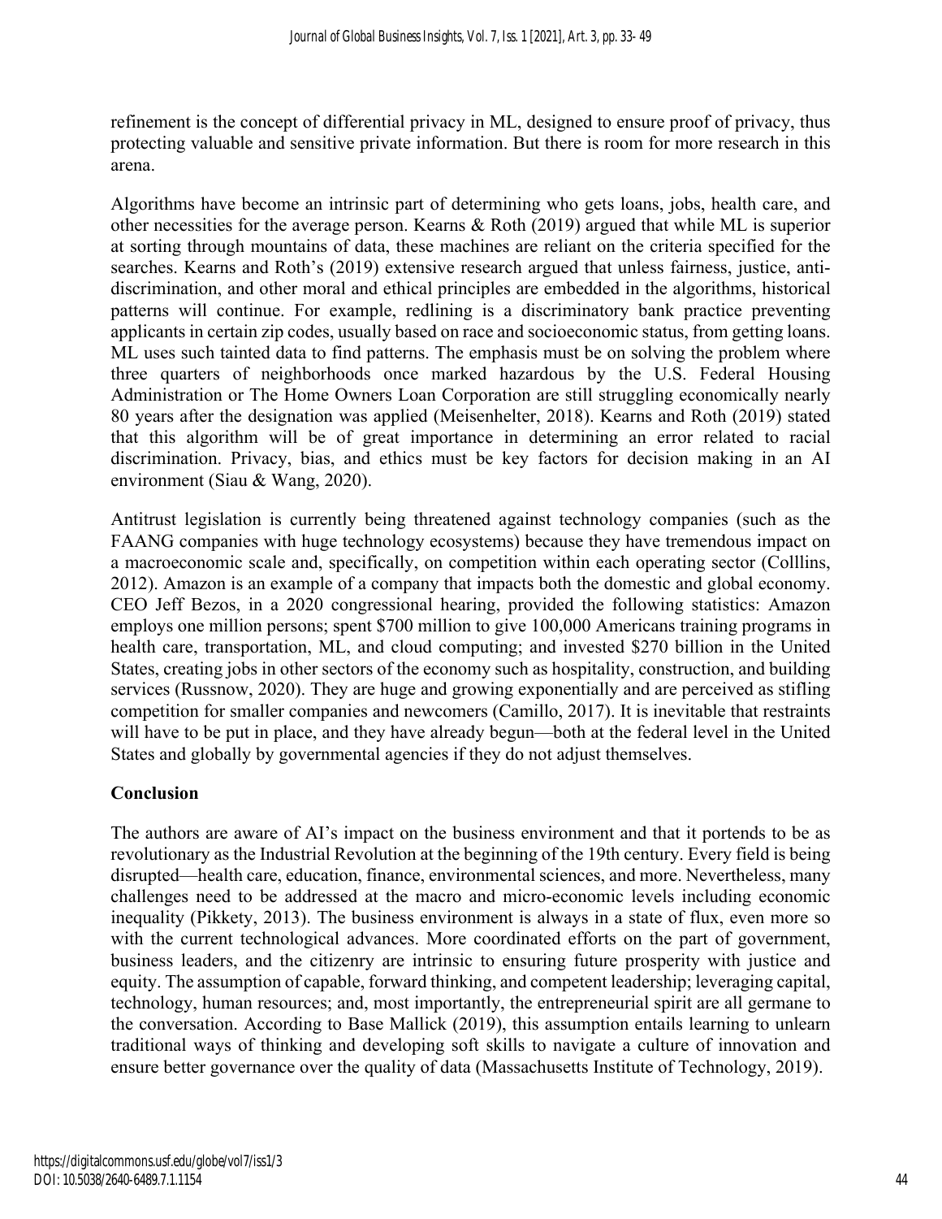refinement is the concept of differential privacy in ML, designed to ensure proof of privacy, thus protecting valuable and sensitive private information. But there is room for more research in this arena.

Algorithms have become an intrinsic part of determining who gets loans, jobs, health care, and other necessities for the average person. Kearns & Roth (2019) argued that while ML is superior at sorting through mountains of data, these machines are reliant on the criteria specified for the searches. Kearns and Roth's (2019) extensive research argued that unless fairness, justice, anti-discrimination, and other moral and ethical principles are embedded in the algorithms, historical patterns will continue. For example, redlining is a discriminatory bank practice preventing applicants in certain zip codes, usually based on race and socioeconomic status, from getting loans. ML uses such tainted data to find patterns. The emphasis must be on solving the problem where three quarters of neighborhoods once marked hazardous by the U.S. Federal Housing Administration or The Home Owners Loan Corporation are still struggling economically nearly 80 years after the designation was applied (Meisenhelter, 2018). Kearns and Roth (2019) stated that this algorithm will be of great importance in determining an error related to racial discrimination. Privacy, bias, and ethics must be key factors for decision making in an AI environment (Siau & Wang, 2020).

Antitrust legislation is currently being threatened against technology companies (such as the FAANG companies with huge technology ecosystems) because they have tremendous impact on a macroeconomic scale and, specifically, on competition within each operating sector (Colllins, 2012). Amazon is an example of a company that impacts both the domestic and global economy. CEO Jeff Bezos, in a 2020 congressional hearing, provided the following statistics: Amazon employs one million persons; spent $700 million to give 100,000 Americans training programs in health care, transportation, ML, and cloud computing; and invested $270 billion in the United States, creating jobs in other sectors of the economy such as hospitality, construction, and building services (Russnow, 2020). They are huge and growing exponentially and are perceived as stifling competition for smaller companies and newcomers (Camillo, 2017). It is inevitable that restraints will have to be put in place, and they have already begun—both at the federal level in the United States and globally by governmental agencies if they do not adjust themselves.

## Conclusion

The authors are aware of AI's impact on the business environment and that it portends to be as revolutionary as the Industrial Revolution at the beginning of the 19th century. Every field is being disrupted—health care, education, finance, environmental sciences, and more. Nevertheless, many challenges need to be addressed at the macro and micro-economic levels including economic inequality (Pikkety, 2013). The business environment is always in a state of flux, even more so with the current technological advances. More coordinated efforts on the part of government, business leaders, and the citizenry are intrinsic to ensuring future prosperity with justice and equity. The assumption of capable, forward thinking, and competent leadership; leveraging capital, technology, human resources; and, most importantly, the entrepreneurial spirit are all germane to the conversation. According to Base Mallick (2019), this assumption entails learning to unlearn traditional ways of thinking and developing soft skills to navigate a culture of innovation and ensure better governance over the quality of data (Massachusetts Institute of Technology, 2019).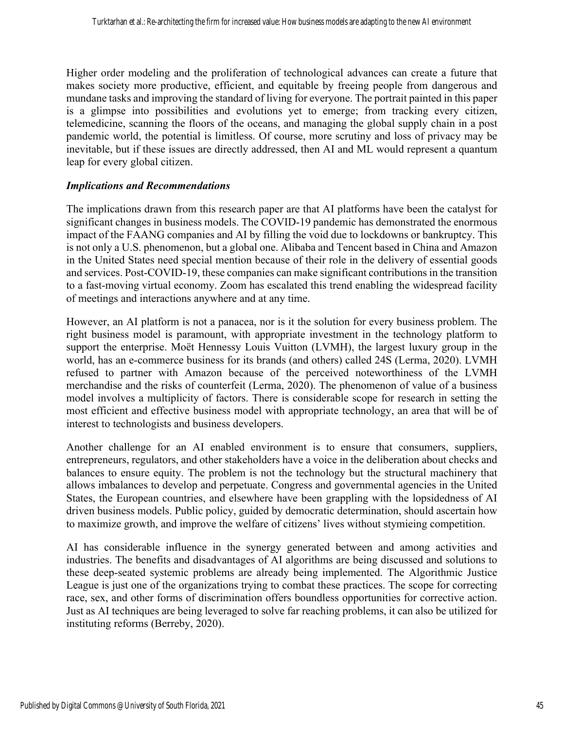Higher order modeling and the proliferation of technological advances can create a future that makes society more productive, efficient, and equitable by freeing people from dangerous and mundane tasks and improving the standard of living for everyone. The portrait painted in this paper is a glimpse into possibilities and evolutions yet to emerge; from tracking every citizen, telemedicine, scanning the floors of the oceans, and managing the global supply chain in a post pandemic world, the potential is limitless. Of course, more scrutiny and loss of privacy may be inevitable, but if these issues are directly addressed, then AI and ML would represent a quantum leap for every global citizen.

### *Implications and Recommendations*

The implications drawn from this research paper are that AI platforms have been the catalyst for significant changes in business models. The COVID-19 pandemic has demonstrated the enormous impact of the FAANG companies and AI by filling the void due to lockdowns or bankruptcy. This is not only a U.S. phenomenon, but a global one. Alibaba and Tencent based in China and Amazon in the United States need special mention because of their role in the delivery of essential goods and services. Post-COVID-19, these companies can make significant contributions in the transition to a fast-moving virtual economy. Zoom has escalated this trend enabling the widespread facility of meetings and interactions anywhere and at any time.

However, an AI platform is not a panacea, nor is it the solution for every business problem. The right business model is paramount, with appropriate investment in the technology platform to support the enterprise. Moët Hennessy Louis Vuitton (LVMH), the largest luxury group in the world, has an e-commerce business for its brands (and others) called 24S (Lerma, 2020). LVMH refused to partner with Amazon because of the perceived noteworthiness of the LVMH merchandise and the risks of counterfeit (Lerma, 2020). The phenomenon of value of a business model involves a multiplicity of factors. There is considerable scope for research in setting the most efficient and effective business model with appropriate technology, an area that will be of interest to technologists and business developers.

Another challenge for an AI enabled environment is to ensure that consumers, suppliers, entrepreneurs, regulators, and other stakeholders have a voice in the deliberation about checks and balances to ensure equity. The problem is not the technology but the structural machinery that allows imbalances to develop and perpetuate. Congress and governmental agencies in the United States, the European countries, and elsewhere have been grappling with the lopsidedness of AI driven business models. Public policy, guided by democratic determination, should ascertain how to maximize growth, and improve the welfare of citizens' lives without stymieing competition.

AI has considerable influence in the synergy generated between and among activities and industries. The benefits and disadvantages of AI algorithms are being discussed and solutions to these deep-seated systemic problems are already being implemented. The Algorithmic Justice League is just one of the organizations trying to combat these practices. The scope for correcting race, sex, and other forms of discrimination offers boundless opportunities for corrective action. Just as AI techniques are being leveraged to solve far reaching problems, it can also be utilized for instituting reforms (Berreby, 2020).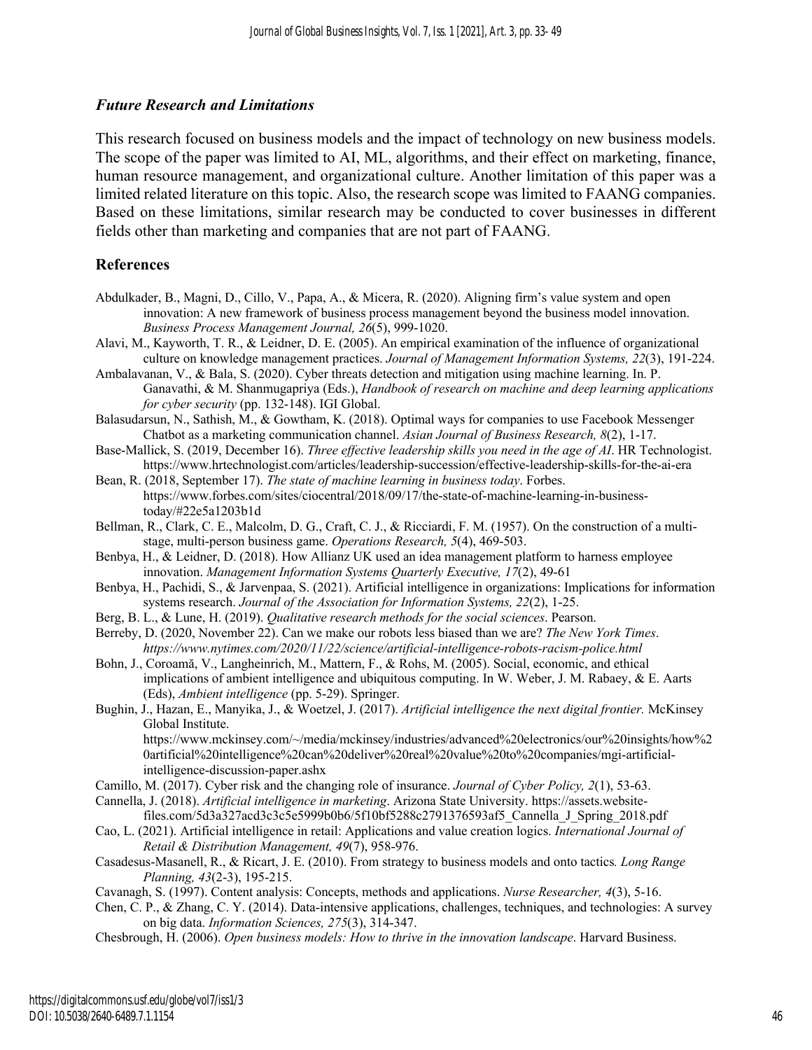### *Future Research and Limitations*

This research focused on business models and the impact of technology on new business models. The scope of the paper was limited to AI, ML, algorithms, and their effect on marketing, finance, human resource management, and organizational culture. Another limitation of this paper was a limited related literature on this topic. Also, the research scope was limited to FAANG companies. Based on these limitations, similar research may be conducted to cover businesses in different fields other than marketing and companies that are not part of FAANG.

## References

Abdulkader, B., Magni, D., Cillo, V., Papa, A., & Micera, R. (2020). Aligning firm's value system and open innovation: A new framework of business process management beyond the business model innovation. *Business Process Management Journal, 26*(5), 999-1020.

Alavi, M., Kayworth, T. R., & Leidner, D. E. (2005). An empirical examination of the influence of organizational culture on knowledge management practices. *Journal of Management Information Systems, 22*(3), 191-224.

Ambalavanan, V., & Bala, S. (2020). Cyber threats detection and mitigation using machine learning. In. P. Ganavathi, & M. Shanmugapriya (Eds.), *Handbook of research on machine and deep learning applications for cyber security* (pp. 132-148). IGI Global.

Balasudarsun, N., Sathish, M., & Gowtham, K. (2018). Optimal ways for companies to use Facebook Messenger Chatbot as a marketing communication channel. *Asian Journal of Business Research, 8*(2), 1-17.

Base-Mallick, S. (2019, December 16). *Three effective leadership skills you need in the age of AI*. HR Technologist. https://www.hrtechnologist.com/articles/leadership-succession/effective-leadership-skills-for-the-ai-era

Bean, R. (2018, September 17). *The state of machine learning in business today*. Forbes. https://www.forbes.com/sites/ciocentral/2018/09/17/the-state-of-machine-learning-in-business-today/#22e5a1203b1d

Bellman, R., Clark, C. E., Malcolm, D. G., Craft, C. J., & Ricciardi, F. M. (1957). On the construction of a multi-stage, multi-person business game. *Operations Research, 5*(4), 469-503.

Benbya, H., & Leidner, D. (2018). How Allianz UK used an idea management platform to harness employee innovation. *Management Information Systems Quarterly Executive, 17*(2), 49-61

Benbya, H., Pachidi, S., & Jarvenpaa, S. (2021). Artificial intelligence in organizations: Implications for information systems research. *Journal of the Association for Information Systems, 22*(2), 1-25.

Berg, B. L., & Lune, H. (2019). *Qualitative research methods for the social sciences*. Pearson.

Berreby, D. (2020, November 22). Can we make our robots less biased than we are? *The New York Times*. *https://www.nytimes.com/2020/11/22/science/artificial-intelligence-robots-racism-police.html*

Bohn, J., Coroamă, V., Langheinrich, M., Mattern, F., & Rohs, M. (2005). Social, economic, and ethical implications of ambient intelligence and ubiquitous computing. In W. Weber, J. M. Rabaey, & E. Aarts (Eds), *Ambient intelligence* (pp. 5-29). Springer.

Bughin, J., Hazan, E., Manyika, J., & Woetzel, J. (2017). *Artificial intelligence the next digital frontier.* McKinsey Global Institute. https://www.mckinsey.com/~/media/mckinsey/industries/advanced%20electronics/our%20insights/how%20artificial%20intelligence%20can%20deliver%20real%20value%20to%20companies/mgi-artificial-intelligence-discussion-paper.ashx

Camillo, M. (2017). Cyber risk and the changing role of insurance. *Journal of Cyber Policy, 2*(1), 53-63.

Cannella, J. (2018). *Artificial intelligence in marketing*. Arizona State University. https://assets.website-files.com/5d3a327acd3c3c5e5999b0b6/5f10bf5288c2791376593af5_Cannella_J_Spring_2018.pdf

Cao, L. (2021). Artificial intelligence in retail: Applications and value creation logics. *International Journal of Retail & Distribution Management, 49*(7), 958-976.

Casadesus-Masanell, R., & Ricart, J. E. (2010). From strategy to business models and onto tactics*. Long Range Planning, 43*(2-3), 195-215.

Cavanagh, S. (1997). Content analysis: Concepts, methods and applications. *Nurse Researcher, 4*(3), 5-16.

Chen, C. P., & Zhang, C. Y. (2014). Data-intensive applications, challenges, techniques, and technologies: A survey on big data. *Information Sciences, 275*(3), 314-347.

Chesbrough, H. (2006). *Open business models: How to thrive in the innovation landscape*. Harvard Business.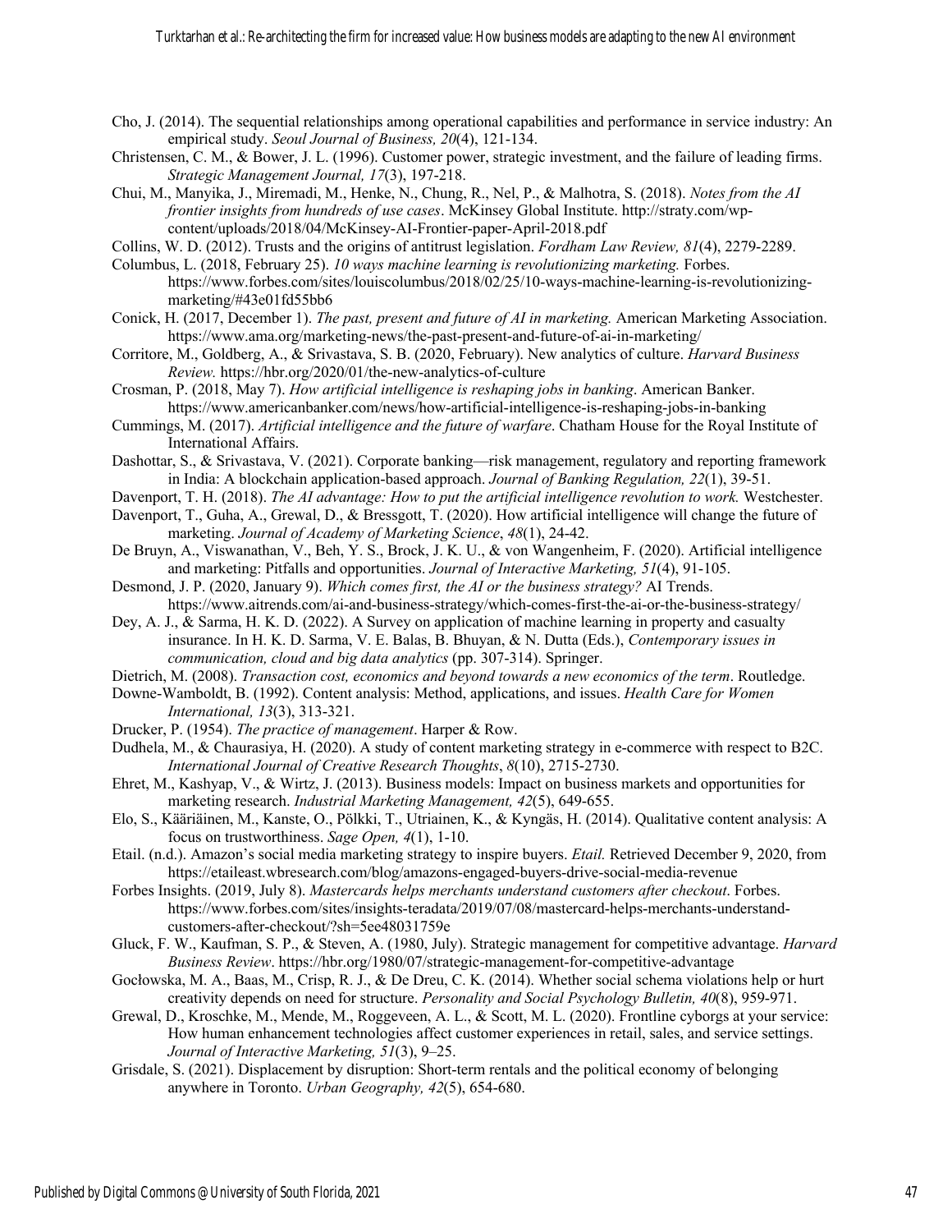Cho, J. (2014). The sequential relationships among operational capabilities and performance in service industry: An empirical study. *Seoul Journal of Business, 20*(4), 121-134.

Christensen, C. M., & Bower, J. L. (1996). Customer power, strategic investment, and the failure of leading firms. *Strategic Management Journal, 17*(3), 197-218.

Chui, M., Manyika, J., Miremadi, M., Henke, N., Chung, R., Nel, P., & Malhotra, S. (2018). *Notes from the AI frontier insights from hundreds of use cases*. McKinsey Global Institute. http://straty.com/wp-content/uploads/2018/04/McKinsey-AI-Frontier-paper-April-2018.pdf

Collins, W. D. (2012). Trusts and the origins of antitrust legislation. *Fordham Law Review, 81*(4), 2279-2289.

Columbus, L. (2018, February 25). *10 ways machine learning is revolutionizing marketing.* Forbes. https://www.forbes.com/sites/louiscolumbus/2018/02/25/10-ways-machine-learning-is-revolutionizing-marketing/#43e01fd55bb6

Conick, H. (2017, December 1). *The past, present and future of AI in marketing.* American Marketing Association. https://www.ama.org/marketing-news/the-past-present-and-future-of-ai-in-marketing/

Corritore, M., Goldberg, A., & Srivastava, S. B. (2020, February). New analytics of culture. *Harvard Business Review.* https://hbr.org/2020/01/the-new-analytics-of-culture

Crosman, P. (2018, May 7). *How artificial intelligence is reshaping jobs in banking*. American Banker. https://www.americanbanker.com/news/how-artificial-intelligence-is-reshaping-jobs-in-banking

Cummings, M. (2017). *Artificial intelligence and the future of warfare*. Chatham House for the Royal Institute of International Affairs.

Dashottar, S., & Srivastava, V. (2021). Corporate banking—risk management, regulatory and reporting framework in India: A blockchain application-based approach. *Journal of Banking Regulation, 22*(1), 39-51.

Davenport, T. H. (2018). *The AI advantage: How to put the artificial intelligence revolution to work.* Westchester.

Davenport, T., Guha, A., Grewal, D., & Bressgott, T. (2020). How artificial intelligence will change the future of marketing. *Journal of Academy of Marketing Science*, *48*(1), 24-42.

De Bruyn, A., Viswanathan, V., Beh, Y. S., Brock, J. K. U., & von Wangenheim, F. (2020). Artificial intelligence and marketing: Pitfalls and opportunities. *Journal of Interactive Marketing, 51*(4), 91-105.

Desmond, J. P. (2020, January 9). *Which comes first, the AI or the business strategy?* AI Trends. https://www.aitrends.com/ai-and-business-strategy/which-comes-first-the-ai-or-the-business-strategy/

Dey, A. J., & Sarma, H. K. D. (2022). A Survey on application of machine learning in property and casualty insurance. In H. K. D. Sarma, V. E. Balas, B. Bhuyan, & N. Dutta (Eds.), *Contemporary issues in communication, cloud and big data analytics* (pp. 307-314). Springer.

Dietrich, M. (2008). *Transaction cost, economics and beyond towards a new economics of the term*. Routledge.

Downe-Wamboldt, B. (1992). Content analysis: Method, applications, and issues. *Health Care for Women International, 13*(3), 313-321.

Drucker, P. (1954). *The practice of management*. Harper & Row.

Dudhela, M., & Chaurasiya, H. (2020). A study of content marketing strategy in e-commerce with respect to B2C. *International Journal of Creative Research Thoughts*, *8*(10), 2715-2730.

Ehret, M., Kashyap, V., & Wirtz, J. (2013). Business models: Impact on business markets and opportunities for marketing research. *Industrial Marketing Management, 42*(5), 649-655.

Elo, S., Kääriäinen, M., Kanste, O., Pölkki, T., Utriainen, K., & Kyngäs, H. (2014). Qualitative content analysis: A focus on trustworthiness. *Sage Open, 4*(1), 1-10.

Etail. (n.d.). Amazon's social media marketing strategy to inspire buyers. *Etail.* Retrieved December 9, 2020, from https://etaileast.wbresearch.com/blog/amazons-engaged-buyers-drive-social-media-revenue

Forbes Insights. (2019, July 8). *Mastercards helps merchants understand customers after checkout*. Forbes. https://www.forbes.com/sites/insights-teradata/2019/07/08/mastercard-helps-merchants-understand-customers-after-checkout/?sh=5ee48031759e

Gluck, F. W., Kaufman, S. P., & Steven, A. (1980, July). Strategic management for competitive advantage. *Harvard Business Review*. https://hbr.org/1980/07/strategic-management-for-competitive-advantage

Gocłowska, M. A., Baas, M., Crisp, R. J., & De Dreu, C. K. (2014). Whether social schema violations help or hurt creativity depends on need for structure. *Personality and Social Psychology Bulletin, 40*(8), 959-971.

Grewal, D., Kroschke, M., Mende, M., Roggeveen, A. L., & Scott, M. L. (2020). Frontline cyborgs at your service: How human enhancement technologies affect customer experiences in retail, sales, and service settings. *Journal of Interactive Marketing, 51*(3), 9–25.

Grisdale, S. (2021). Displacement by disruption: Short-term rentals and the political economy of belonging anywhere in Toronto. *Urban Geography, 42*(5), 654-680.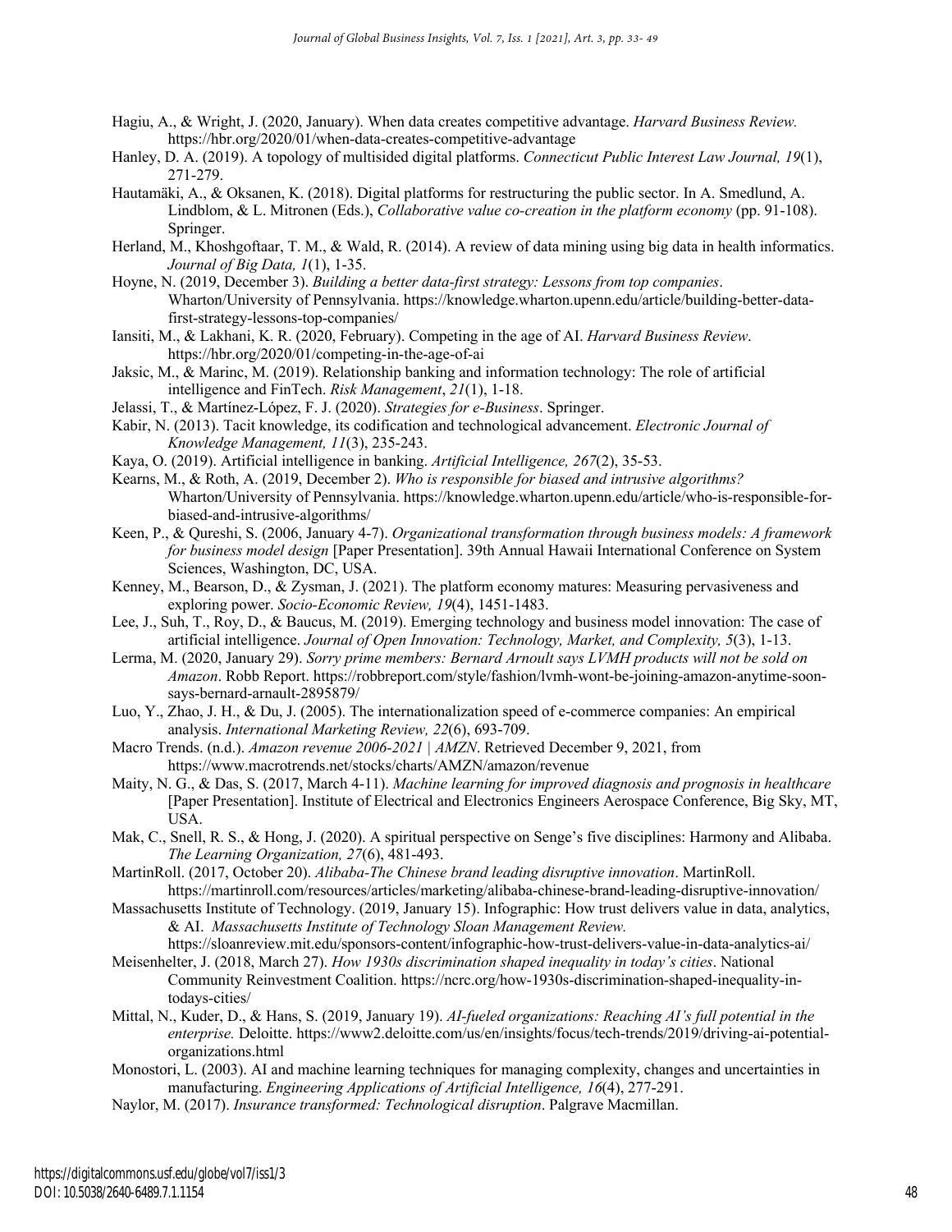Hagiu, A., & Wright, J. (2020, January). When data creates competitive advantage. *Harvard Business Review.* https://hbr.org/2020/01/when-data-creates-competitive-advantage

Hanley, D. A. (2019). A topology of multisided digital platforms. *Connecticut Public Interest Law Journal, 19*(1), 271-279.

Hautamäki, A., & Oksanen, K. (2018). Digital platforms for restructuring the public sector. In A. Smedlund, A. Lindblom, & L. Mitronen (Eds.), *Collaborative value co-creation in the platform economy* (pp. 91-108). Springer.

Herland, M., Khoshgoftaar, T. M., & Wald, R. (2014). A review of data mining using big data in health informatics. *Journal of Big Data, 1*(1), 1-35.

Hoyne, N. (2019, December 3). *Building a better data-first strategy: Lessons from top companies*. Wharton/University of Pennsylvania. https://knowledge.wharton.upenn.edu/article/building-better-data-first-strategy-lessons-top-companies/

Iansiti, M., & Lakhani, K. R. (2020, February). Competing in the age of AI. *Harvard Business Review*. https://hbr.org/2020/01/competing-in-the-age-of-ai

Jaksic, M., & Marinc, M. (2019). Relationship banking and information technology: The role of artificial intelligence and FinTech. *Risk Management*, *21*(1), 1-18.

Jelassi, T., & Martínez-López, F. J. (2020). *Strategies for e-Business*. Springer.

Kabir, N. (2013). Tacit knowledge, its codification and technological advancement. *Electronic Journal of Knowledge Management, 11*(3), 235-243.

Kaya, O. (2019). Artificial intelligence in banking. *Artificial Intelligence, 267*(2), 35-53.

Kearns, M., & Roth, A. (2019, December 2). *Who is responsible for biased and intrusive algorithms?* Wharton/University of Pennsylvania. https://knowledge.wharton.upenn.edu/article/who-is-responsible-for-biased-and-intrusive-algorithms/

Keen, P., & Qureshi, S. (2006, January 4-7). *Organizational transformation through business models: A framework for business model design* [Paper Presentation]. 39th Annual Hawaii International Conference on System Sciences, Washington, DC, USA.

Kenney, M., Bearson, D., & Zysman, J. (2021). The platform economy matures: Measuring pervasiveness and exploring power. *Socio-Economic Review, 19*(4), 1451-1483.

Lee, J., Suh, T., Roy, D., & Baucus, M. (2019). Emerging technology and business model innovation: The case of artificial intelligence. *Journal of Open Innovation: Technology, Market, and Complexity, 5*(3), 1-13.

Lerma, M. (2020, January 29). *Sorry prime members: Bernard Arnoult says LVMH products will not be sold on Amazon*. Robb Report. https://robbreport.com/style/fashion/lvmh-wont-be-joining-amazon-anytime-soon-says-bernard-arnault-2895879/

Luo, Y., Zhao, J. H., & Du, J. (2005). The internationalization speed of e-commerce companies: An empirical analysis. *International Marketing Review, 22*(6), 693-709.

Macro Trends. (n.d.). *Amazon revenue 2006-2021 | AMZN*. Retrieved December 9, 2021, from https://www.macrotrends.net/stocks/charts/AMZN/amazon/revenue

Maity, N. G., & Das, S. (2017, March 4-11). *Machine learning for improved diagnosis and prognosis in healthcare* [Paper Presentation]. Institute of Electrical and Electronics Engineers Aerospace Conference, Big Sky, MT, USA.

Mak, C., Snell, R. S., & Hong, J. (2020). A spiritual perspective on Senge's five disciplines: Harmony and Alibaba. *The Learning Organization, 27*(6), 481-493.

MartinRoll. (2017, October 20). *Alibaba-The Chinese brand leading disruptive innovation*. MartinRoll. https://martinroll.com/resources/articles/marketing/alibaba-chinese-brand-leading-disruptive-innovation/

Massachusetts Institute of Technology. (2019, January 15). Infographic: How trust delivers value in data, analytics, & AI. *Massachusetts Institute of Technology Sloan Management Review.* https://sloanreview.mit.edu/sponsors-content/infographic-how-trust-delivers-value-in-data-analytics-ai/

Meisenhelter, J. (2018, March 27). *How 1930s discrimination shaped inequality in today's cities*. National Community Reinvestment Coalition. https://ncrc.org/how-1930s-discrimination-shaped-inequality-in-todays-cities/

Mittal, N., Kuder, D., & Hans, S. (2019, January 19). *AI-fueled organizations: Reaching AI's full potential in the enterprise.* Deloitte. https://www2.deloitte.com/us/en/insights/focus/tech-trends/2019/driving-ai-potential-organizations.html

Monostori, L. (2003). AI and machine learning techniques for managing complexity, changes and uncertainties in manufacturing. *Engineering Applications of Artificial Intelligence, 16*(4), 277-291.

Naylor, M. (2017). *Insurance transformed: Technological disruption*. Palgrave Macmillan.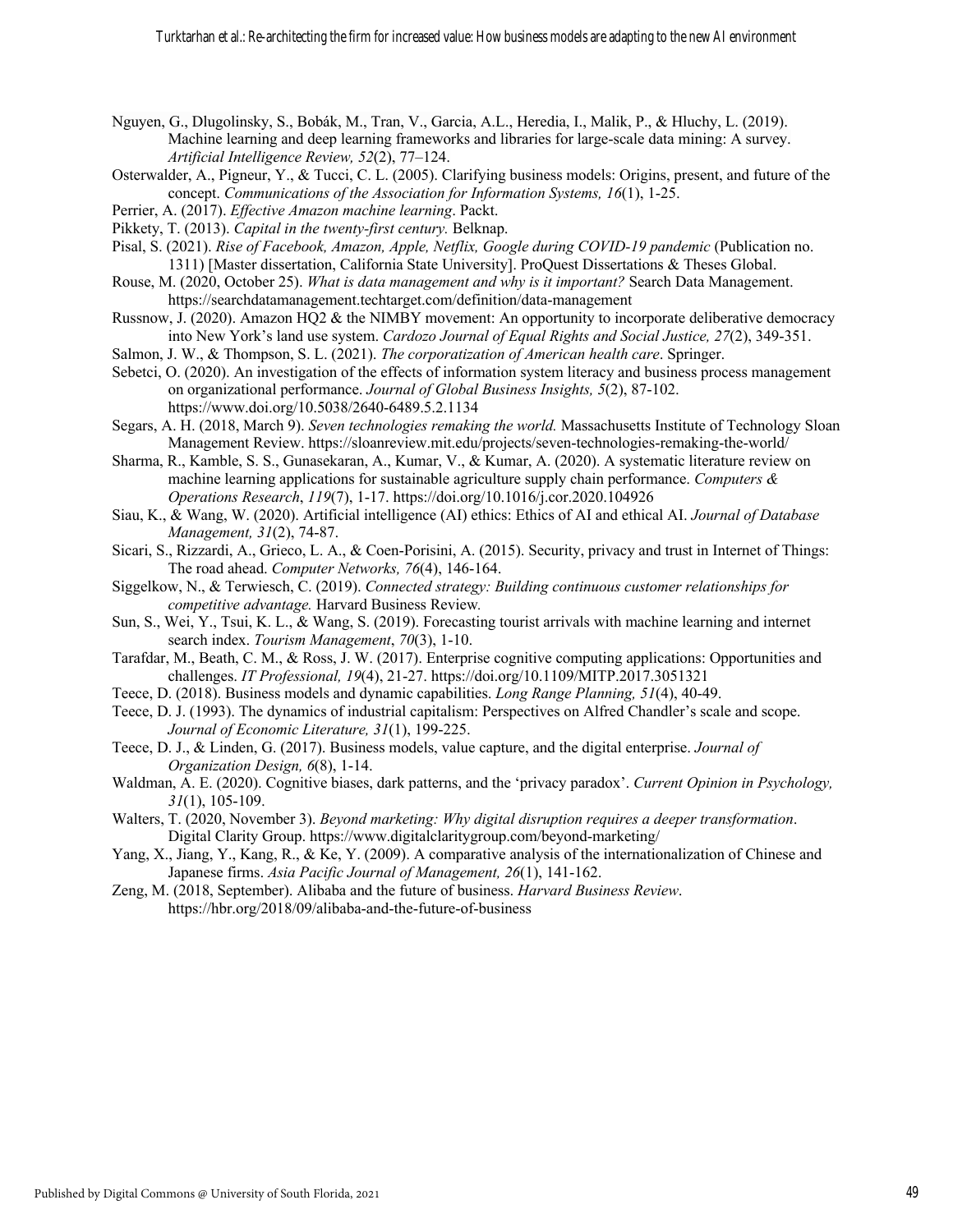Nguyen, G., Dlugolinsky, S., Bobák, M., Tran, V., Garcia, A.L., Heredia, I., Malik, P., & Hluchy, L. (2019). Machine learning and deep learning frameworks and libraries for large-scale data mining: A survey. *Artificial Intelligence Review, 52*(2), 77–124.

Osterwalder, A., Pigneur, Y., & Tucci, C. L. (2005). Clarifying business models: Origins, present, and future of the concept. *Communications of the Association for Information Systems, 16*(1), 1-25.

Perrier, A. (2017). *Effective Amazon machine learning*. Packt.

Pikkety, T. (2013). *Capital in the twenty-first century.* Belknap.

Pisal, S. (2021). *Rise of Facebook, Amazon, Apple, Netflix, Google during COVID-19 pandemic* (Publication no. 1311) [Master dissertation, California State University]. ProQuest Dissertations & Theses Global.

Rouse, M. (2020, October 25). *What is data management and why is it important?* Search Data Management. https://searchdatamanagement.techtarget.com/definition/data-management

Russnow, J. (2020). Amazon HQ2 & the NIMBY movement: An opportunity to incorporate deliberative democracy into New York's land use system. *Cardozo Journal of Equal Rights and Social Justice, 27*(2), 349-351.

Salmon, J. W., & Thompson, S. L. (2021). *The corporatization of American health care*. Springer.

Sebetci, O. (2020). An investigation of the effects of information system literacy and business process management on organizational performance. *Journal of Global Business Insights, 5*(2), 87-102. https://www.doi.org/10.5038/2640-6489.5.2.1134

Segars, A. H. (2018, March 9). *Seven technologies remaking the world.* Massachusetts Institute of Technology Sloan Management Review. https://sloanreview.mit.edu/projects/seven-technologies-remaking-the-world/

Sharma, R., Kamble, S. S., Gunasekaran, A., Kumar, V., & Kumar, A. (2020). A systematic literature review on machine learning applications for sustainable agriculture supply chain performance. *Computers & Operations Research*, *119*(7), 1-17. https://doi.org/10.1016/j.cor.2020.104926

Siau, K., & Wang, W. (2020). Artificial intelligence (AI) ethics: Ethics of AI and ethical AI. *Journal of Database Management, 31*(2), 74-87.

Sicari, S., Rizzardi, A., Grieco, L. A., & Coen-Porisini, A. (2015). Security, privacy and trust in Internet of Things: The road ahead. *Computer Networks, 76*(4), 146-164.

Siggelkow, N., & Terwiesch, C. (2019). *Connected strategy: Building continuous customer relationships for competitive advantage.* Harvard Business Review.

Sun, S., Wei, Y., Tsui, K. L., & Wang, S. (2019). Forecasting tourist arrivals with machine learning and internet search index. *Tourism Management*, *70*(3), 1-10.

Tarafdar, M., Beath, C. M., & Ross, J. W. (2017). Enterprise cognitive computing applications: Opportunities and challenges. *IT Professional, 19*(4), 21-27. https://doi.org/10.1109/MITP.2017.3051321

Teece, D. (2018). Business models and dynamic capabilities. *Long Range Planning, 51*(4), 40-49.

Teece, D. J. (1993). The dynamics of industrial capitalism: Perspectives on Alfred Chandler's scale and scope. *Journal of Economic Literature, 31*(1), 199-225.

Teece, D. J., & Linden, G. (2017). Business models, value capture, and the digital enterprise. *Journal of Organization Design, 6*(8), 1-14.

Waldman, A. E. (2020). Cognitive biases, dark patterns, and the 'privacy paradox'. *Current Opinion in Psychology, 31*(1), 105-109.

Walters, T. (2020, November 3). *Beyond marketing: Why digital disruption requires a deeper transformation*. Digital Clarity Group. https://www.digitalclaritygroup.com/beyond-marketing/

Yang, X., Jiang, Y., Kang, R., & Ke, Y. (2009). A comparative analysis of the internationalization of Chinese and Japanese firms. *Asia Pacific Journal of Management, 26*(1), 141-162.

Zeng, M. (2018, September). Alibaba and the future of business. *Harvard Business Review*. https://hbr.org/2018/09/alibaba-and-the-future-of-business